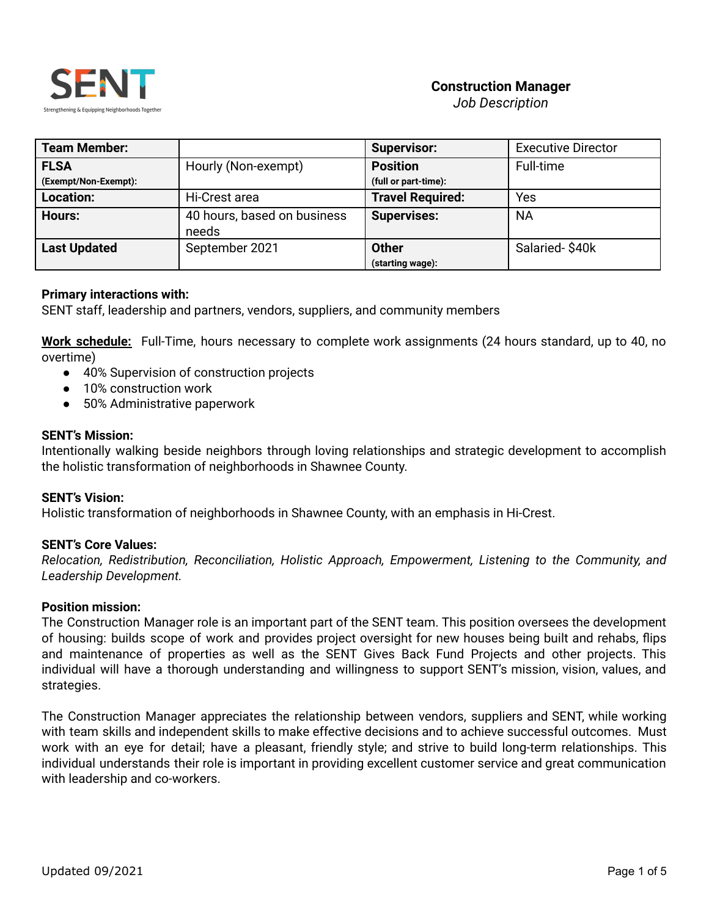SENT

Strengthening & Equipping Neighborhoods Together

# Construction Manager

*Job Description*

| **Team Member:** | | **Supervisor:** | Executive Director |
|---|---|---|---|
| **FLSA** (Exempt/Non-Exempt): | Hourly (Non-exempt) | **Position** (full or part-time): | Full-time |
| **Location:** | Hi-Crest area | **Travel Required:** | Yes |
| **Hours:** | 40 hours, based on business needs | **Supervises:** | NA |
| **Last Updated** | September 2021 | **Other** (starting wage): | Salaried- $40k |

**Primary interactions with:**
SENT staff, leadership and partners, vendors, suppliers, and community members

**<u>Work schedule:</u>** Full-Time, hours necessary to complete work assignments (24 hours standard, up to 40, no overtime)

- 40% Supervision of construction projects
- 10% construction work
- 50% Administrative paperwork

**SENT's Mission:**
Intentionally walking beside neighbors through loving relationships and strategic development to accomplish the holistic transformation of neighborhoods in Shawnee County.

**SENT's Vision:**
Holistic transformation of neighborhoods in Shawnee County, with an emphasis in Hi-Crest.

**SENT's Core Values:**
*Relocation, Redistribution, Reconciliation, Holistic Approach, Empowerment, Listening to the Community, and Leadership Development.*

**Position mission:**
The Construction Manager role is an important part of the SENT team. This position oversees the development of housing: builds scope of work and provides project oversight for new houses being built and rehabs, flips and maintenance of properties as well as the SENT Gives Back Fund Projects and other projects. This individual will have a thorough understanding and willingness to support SENT's mission, vision, values, and strategies.

The Construction Manager appreciates the relationship between vendors, suppliers and SENT, while working with team skills and independent skills to make effective decisions and to achieve successful outcomes. Must work with an eye for detail; have a pleasant, friendly style; and strive to build long-term relationships. This individual understands their role is important in providing excellent customer service and great communication with leadership and co-workers.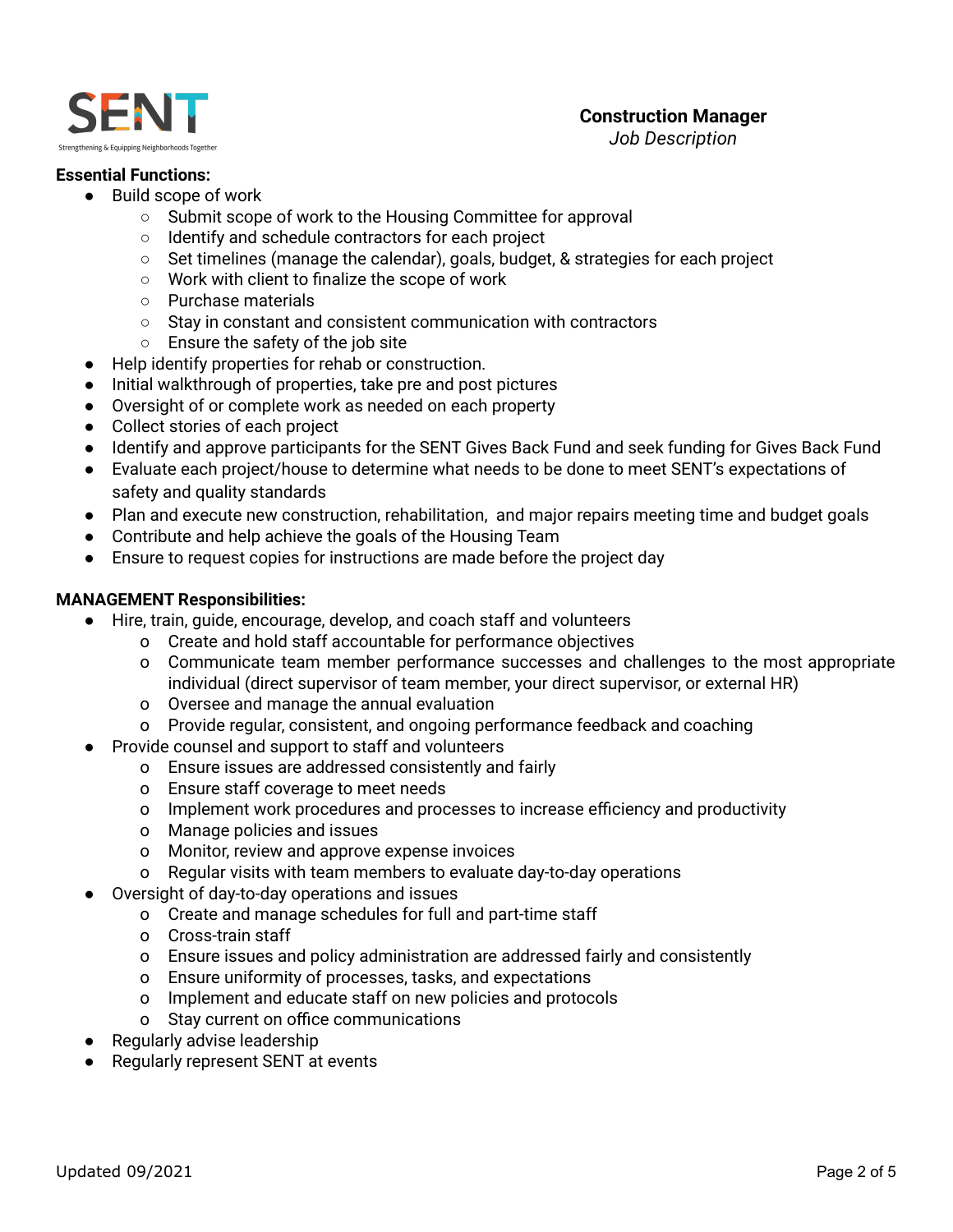**Construction Manager**
*Job Description*

**Essential Functions:**

- Build scope of work
  - Submit scope of work to the Housing Committee for approval
  - Identify and schedule contractors for each project
  - Set timelines (manage the calendar), goals, budget, & strategies for each project
  - Work with client to finalize the scope of work
  - Purchase materials
  - Stay in constant and consistent communication with contractors
  - Ensure the safety of the job site
- Help identify properties for rehab or construction.
- Initial walkthrough of properties, take pre and post pictures
- Oversight of or complete work as needed on each property
- Collect stories of each project
- Identify and approve participants for the SENT Gives Back Fund and seek funding for Gives Back Fund
- Evaluate each project/house to determine what needs to be done to meet SENT's expectations of safety and quality standards
- Plan and execute new construction, rehabilitation, and major repairs meeting time and budget goals
- Contribute and help achieve the goals of the Housing Team
- Ensure to request copies for instructions are made before the project day

**MANAGEMENT Responsibilities:**

- Hire, train, guide, encourage, develop, and coach staff and volunteers
  - Create and hold staff accountable for performance objectives
  - Communicate team member performance successes and challenges to the most appropriate individual (direct supervisor of team member, your direct supervisor, or external HR)
  - Oversee and manage the annual evaluation
  - Provide regular, consistent, and ongoing performance feedback and coaching
- Provide counsel and support to staff and volunteers
  - Ensure issues are addressed consistently and fairly
  - Ensure staff coverage to meet needs
  - Implement work procedures and processes to increase efficiency and productivity
  - Manage policies and issues
  - Monitor, review and approve expense invoices
  - Regular visits with team members to evaluate day-to-day operations
- Oversight of day-to-day operations and issues
  - Create and manage schedules for full and part-time staff
  - Cross-train staff
  - Ensure issues and policy administration are addressed fairly and consistently
  - Ensure uniformity of processes, tasks, and expectations
  - Implement and educate staff on new policies and protocols
  - Stay current on office communications
- Regularly advise leadership
- Regularly represent SENT at events

Updated 09/2021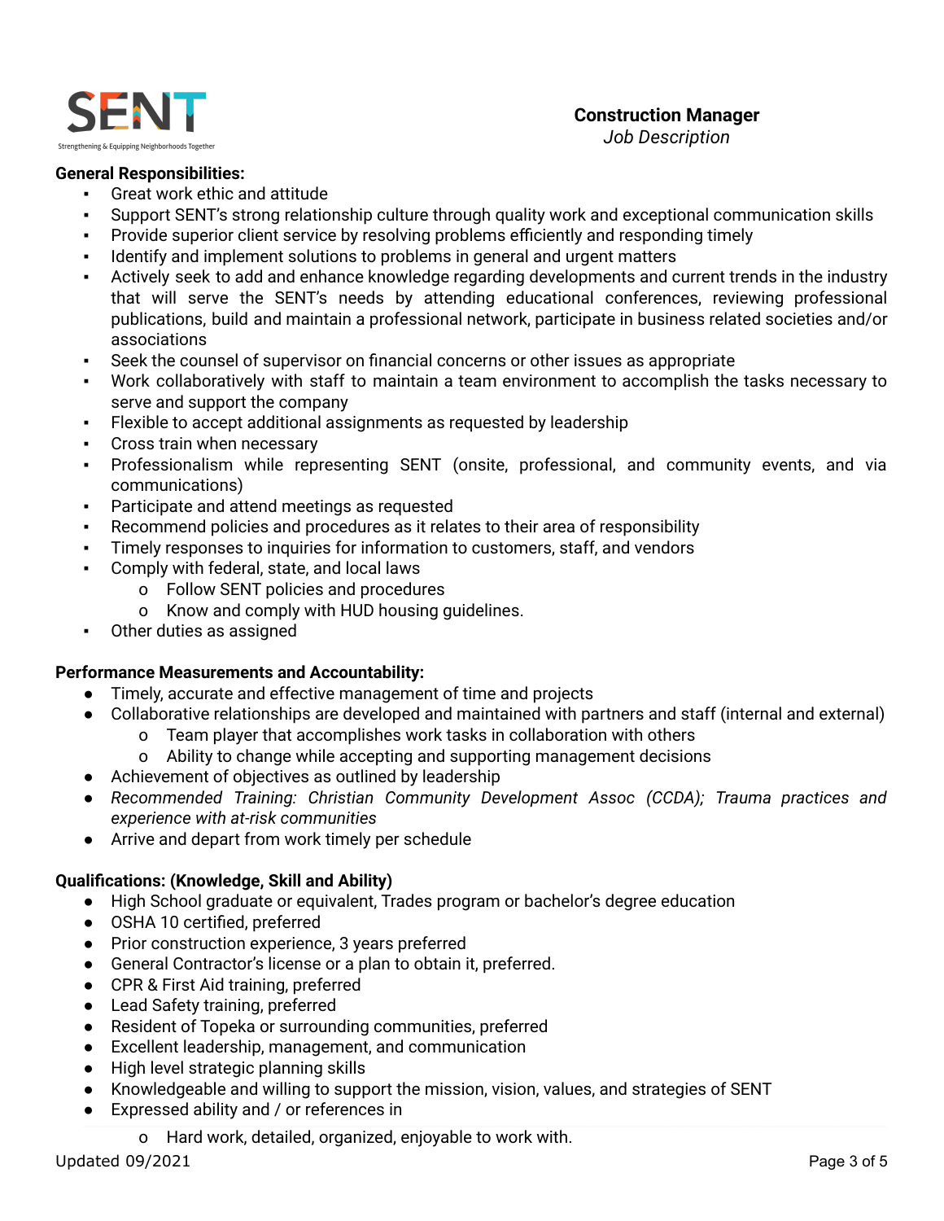**Construction Manager**
*Job Description*

**General Responsibilities:**

- Great work ethic and attitude
- Support SENT's strong relationship culture through quality work and exceptional communication skills
- Provide superior client service by resolving problems efficiently and responding timely
- Identify and implement solutions to problems in general and urgent matters
- Actively seek to add and enhance knowledge regarding developments and current trends in the industry that will serve the SENT's needs by attending educational conferences, reviewing professional publications, build and maintain a professional network, participate in business related societies and/or associations
- Seek the counsel of supervisor on financial concerns or other issues as appropriate
- Work collaboratively with staff to maintain a team environment to accomplish the tasks necessary to serve and support the company
- Flexible to accept additional assignments as requested by leadership
- Cross train when necessary
- Professionalism while representing SENT (onsite, professional, and community events, and via communications)
- Participate and attend meetings as requested
- Recommend policies and procedures as it relates to their area of responsibility
- Timely responses to inquiries for information to customers, staff, and vendors
- Comply with federal, state, and local laws
  - Follow SENT policies and procedures
  - Know and comply with HUD housing guidelines.
- Other duties as assigned

**Performance Measurements and Accountability:**

- Timely, accurate and effective management of time and projects
- Collaborative relationships are developed and maintained with partners and staff (internal and external)
  - Team player that accomplishes work tasks in collaboration with others
  - Ability to change while accepting and supporting management decisions
- Achievement of objectives as outlined by leadership
- *Recommended Training: Christian Community Development Assoc (CCDA); Trauma practices and experience with at-risk communities*
- Arrive and depart from work timely per schedule

**Qualifications: (Knowledge, Skill and Ability)**

- High School graduate or equivalent, Trades program or bachelor's degree education
- OSHA 10 certified, preferred
- Prior construction experience, 3 years preferred
- General Contractor's license or a plan to obtain it, preferred.
- CPR & First Aid training, preferred
- Lead Safety training, preferred
- Resident of Topeka or surrounding communities, preferred
- Excellent leadership, management, and communication
- High level strategic planning skills
- Knowledgeable and willing to support the mission, vision, values, and strategies of SENT
- Expressed ability and / or references in
  - Hard work, detailed, organized, enjoyable to work with.

Updated 09/2021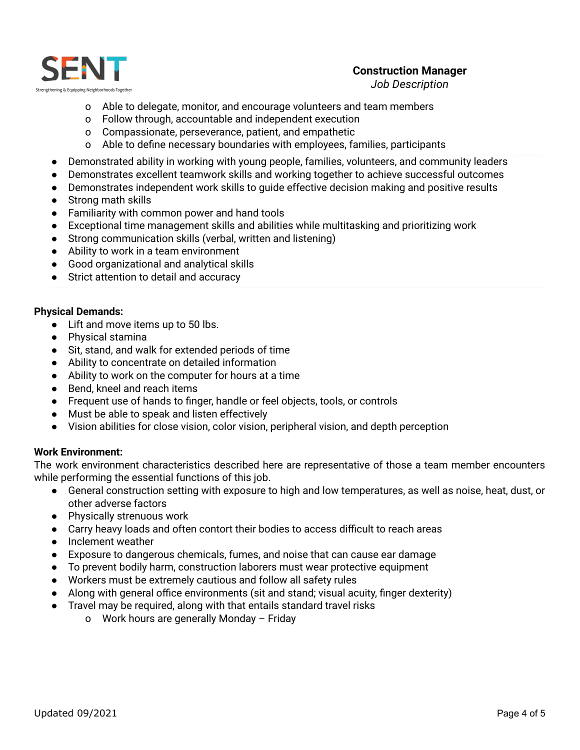- Able to delegate, monitor, and encourage volunteers and team members
    - Follow through, accountable and independent execution
    - Compassionate, perseverance, patient, and empathetic
    - Able to define necessary boundaries with employees, families, participants
- Demonstrated ability in working with young people, families, volunteers, and community leaders
- Demonstrates excellent teamwork skills and working together to achieve successful outcomes
- Demonstrates independent work skills to guide effective decision making and positive results
- Strong math skills
- Familiarity with common power and hand tools
- Exceptional time management skills and abilities while multitasking and prioritizing work
- Strong communication skills (verbal, written and listening)
- Ability to work in a team environment
- Good organizational and analytical skills
- Strict attention to detail and accuracy

**Physical Demands:**

- Lift and move items up to 50 lbs.
- Physical stamina
- Sit, stand, and walk for extended periods of time
- Ability to concentrate on detailed information
- Ability to work on the computer for hours at a time
- Bend, kneel and reach items
- Frequent use of hands to finger, handle or feel objects, tools, or controls
- Must be able to speak and listen effectively
- Vision abilities for close vision, color vision, peripheral vision, and depth perception

**Work Environment:**

The work environment characteristics described here are representative of those a team member encounters while performing the essential functions of this job.

- General construction setting with exposure to high and low temperatures, as well as noise, heat, dust, or other adverse factors
- Physically strenuous work
- Carry heavy loads and often contort their bodies to access difficult to reach areas
- Inclement weather
- Exposure to dangerous chemicals, fumes, and noise that can cause ear damage
- To prevent bodily harm, construction laborers must wear protective equipment
- Workers must be extremely cautious and follow all safety rules
- Along with general office environments (sit and stand; visual acuity, finger dexterity)
- Travel may be required, along with that entails standard travel risks
    - Work hours are generally Monday – Friday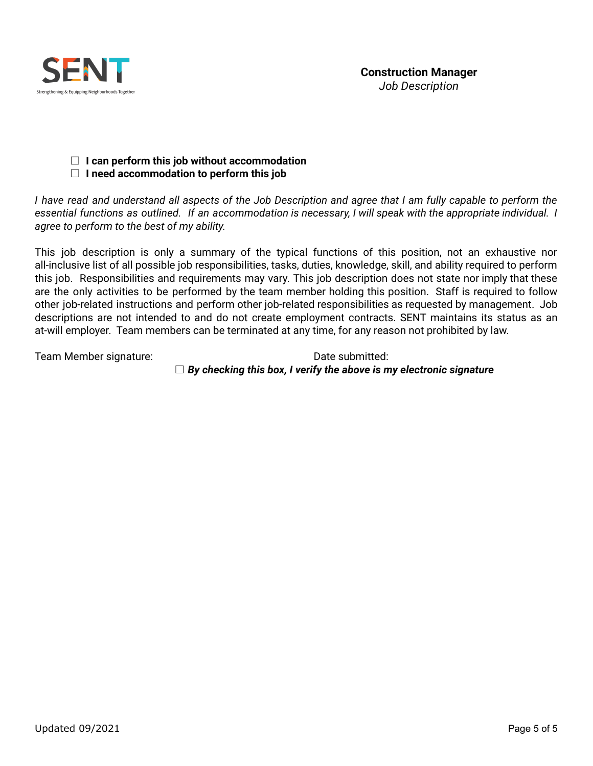☐ **I can perform this job without accommodation**
☐ **I need accommodation to perform this job**

*I have read and understand all aspects of the Job Description and agree that I am fully capable to perform the essential functions as outlined. If an accommodation is necessary, I will speak with the appropriate individual. I agree to perform to the best of my ability.*

This job description is only a summary of the typical functions of this position, not an exhaustive nor all-inclusive list of all possible job responsibilities, tasks, duties, knowledge, skill, and ability required to perform this job. Responsibilities and requirements may vary. This job description does not state nor imply that these are the only activities to be performed by the team member holding this position. Staff is required to follow other job-related instructions and perform other job-related responsibilities as requested by management. Job descriptions are not intended to and do not create employment contracts. SENT maintains its status as an at-will employer. Team members can be terminated at any time, for any reason not prohibited by law.

Team Member signature: Date submitted:

☐ ***By checking this box, I verify the above is my electronic signature***

Updated 09/2021